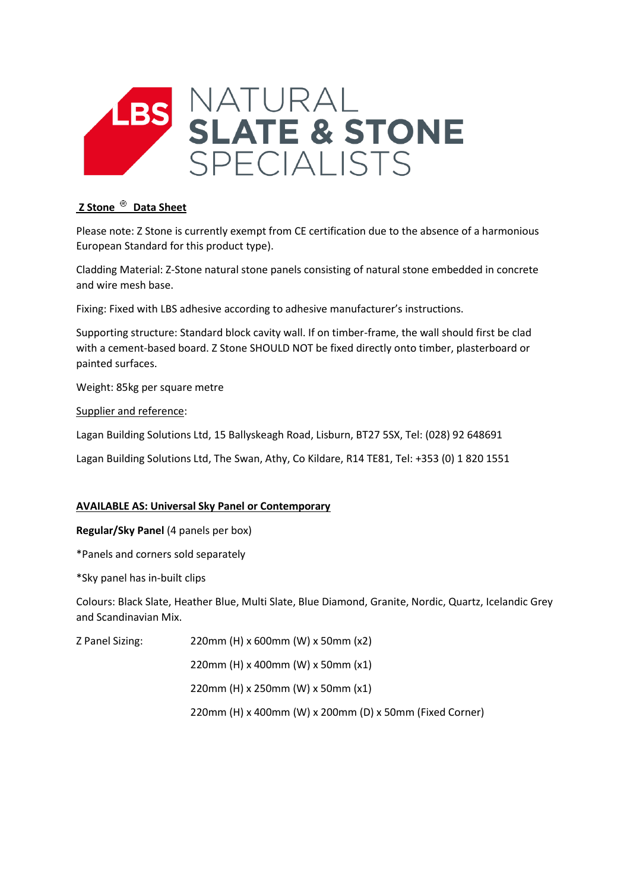LBS NATURAL **SLATE & STONE** SPECIALISTS

## Z Stone ® Data Sheet

Please note: Z Stone is currently exempt from CE certification due to the absence of a harmonious European Standard for this product type).

Cladding Material: Z-Stone natural stone panels consisting of natural stone embedded in concrete and wire mesh base.

Fixing: Fixed with LBS adhesive according to adhesive manufacturer's instructions.

Supporting structure: Standard block cavity wall. If on timber-frame, the wall should first be clad with a cement-based board. Z Stone SHOULD NOT be fixed directly onto timber, plasterboard or painted surfaces.

Weight: 85kg per square metre

Supplier and reference:

Lagan Building Solutions Ltd, 15 Ballyskeagh Road, Lisburn, BT27 5SX, Tel: (028) 92 648691

Lagan Building Solutions Ltd, The Swan, Athy, Co Kildare, R14 TE81, Tel: +353 (0) 1 820 1551

### AVAILABLE AS: Universal Sky Panel or Contemporary

**Regular/Sky Panel** (4 panels per box)

*Panels and corners sold separately

*Sky panel has in-built clips

Colours: Black Slate, Heather Blue, Multi Slate, Blue Diamond, Granite, Nordic, Quartz, Icelandic Grey and Scandinavian Mix.

Z Panel Sizing:

- 220mm (H) x 600mm (W) x 50mm (x2)
- 220mm (H) x 400mm (W) x 50mm (x1)
- 220mm (H) x 250mm (W) x 50mm (x1)
- 220mm (H) x 400mm (W) x 200mm (D) x 50mm (Fixed Corner)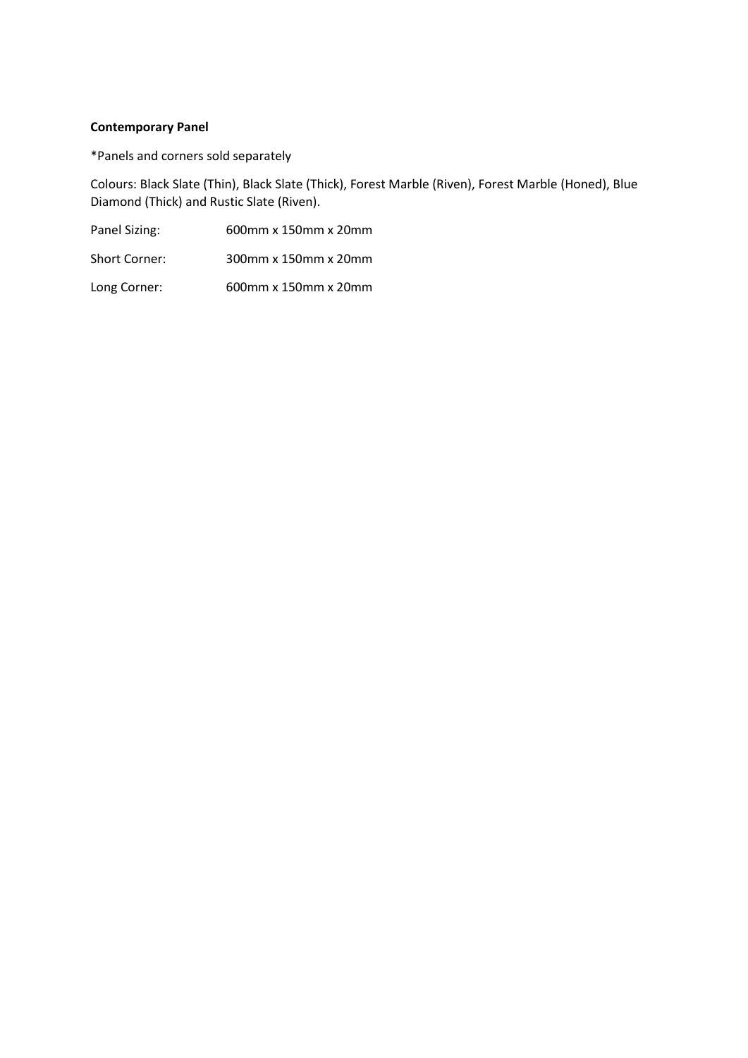**Contemporary Panel**

*Panels and corners sold separately

Colours: Black Slate (Thin), Black Slate (Thick), Forest Marble (Riven), Forest Marble (Honed), Blue Diamond (Thick) and Rustic Slate (Riven).

| | |
|---|---|
| Panel Sizing: | 600mm x 150mm x 20mm |
| Short Corner: | 300mm x 150mm x 20mm |
| Long Corner: | 600mm x 150mm x 20mm |